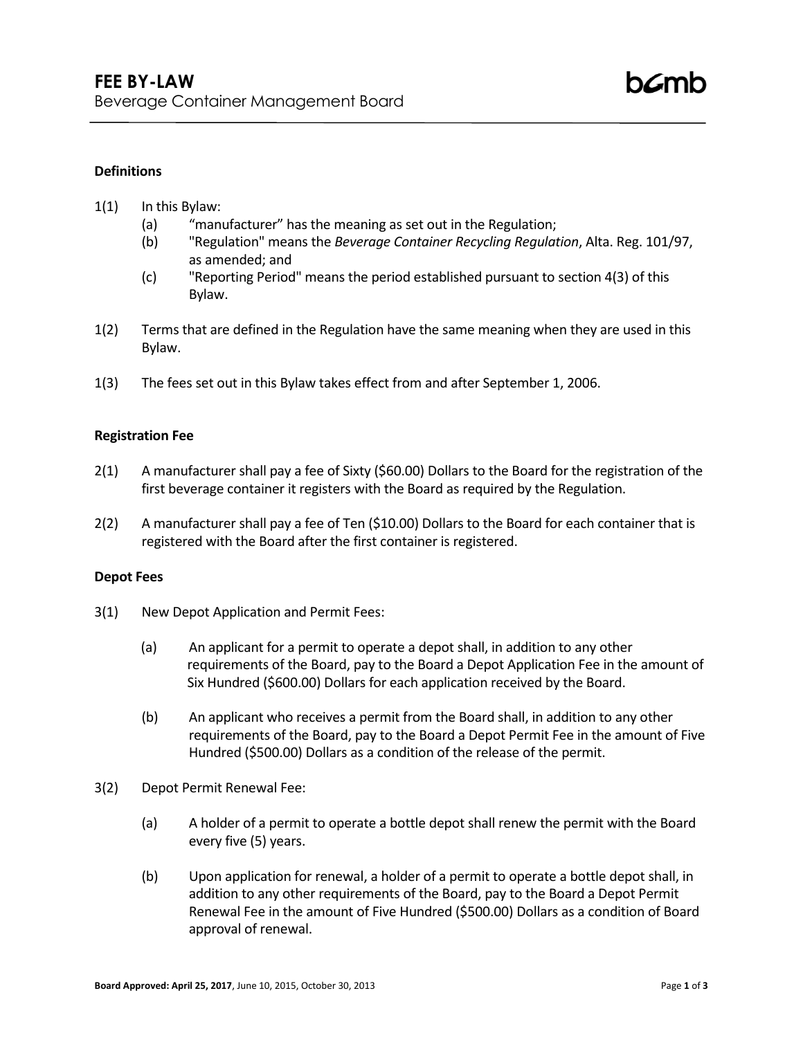# FEE BY-LAW

Beverage Container Management Board

### Definitions

1(1) In this Bylaw:

- (a) "manufacturer" has the meaning as set out in the Regulation;
- (b) "Regulation" means the *Beverage Container Recycling Regulation*, Alta. Reg. 101/97, as amended; and
- (c) "Reporting Period" means the period established pursuant to section 4(3) of this Bylaw.

1(2) Terms that are defined in the Regulation have the same meaning when they are used in this Bylaw.

1(3) The fees set out in this Bylaw takes effect from and after September 1, 2006.

### Registration Fee

2(1) A manufacturer shall pay a fee of Sixty ($60.00) Dollars to the Board for the registration of the first beverage container it registers with the Board as required by the Regulation.

2(2) A manufacturer shall pay a fee of Ten ($10.00) Dollars to the Board for each container that is registered with the Board after the first container is registered.

### Depot Fees

3(1) New Depot Application and Permit Fees:

- (a) An applicant for a permit to operate a depot shall, in addition to any other requirements of the Board, pay to the Board a Depot Application Fee in the amount of Six Hundred ($600.00) Dollars for each application received by the Board.
- (b) An applicant who receives a permit from the Board shall, in addition to any other requirements of the Board, pay to the Board a Depot Permit Fee in the amount of Five Hundred ($500.00) Dollars as a condition of the release of the permit.

3(2) Depot Permit Renewal Fee:

- (a) A holder of a permit to operate a bottle depot shall renew the permit with the Board every five (5) years.
- (b) Upon application for renewal, a holder of a permit to operate a bottle depot shall, in addition to any other requirements of the Board, pay to the Board a Depot Permit Renewal Fee in the amount of Five Hundred ($500.00) Dollars as a condition of Board approval of renewal.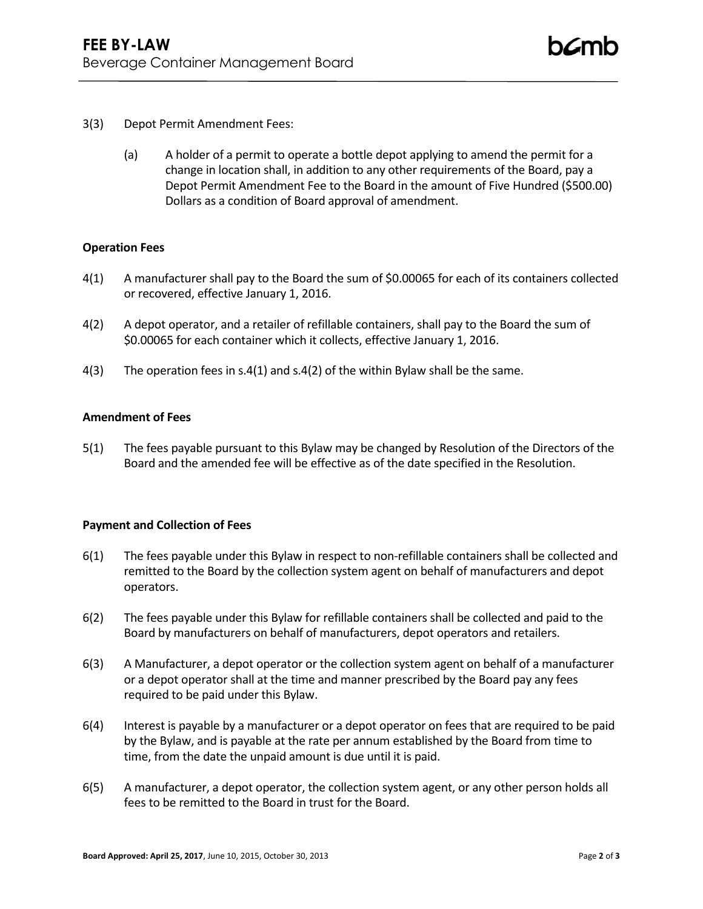3(3) Depot Permit Amendment Fees:

(a) A holder of a permit to operate a bottle depot applying to amend the permit for a change in location shall, in addition to any other requirements of the Board, pay a Depot Permit Amendment Fee to the Board in the amount of Five Hundred ($500.00) Dollars as a condition of Board approval of amendment.

**Operation Fees**

4(1) A manufacturer shall pay to the Board the sum of $0.00065 for each of its containers collected or recovered, effective January 1, 2016.

4(2) A depot operator, and a retailer of refillable containers, shall pay to the Board the sum of $0.00065 for each container which it collects, effective January 1, 2016.

4(3) The operation fees in s.4(1) and s.4(2) of the within Bylaw shall be the same.

**Amendment of Fees**

5(1) The fees payable pursuant to this Bylaw may be changed by Resolution of the Directors of the Board and the amended fee will be effective as of the date specified in the Resolution.

**Payment and Collection of Fees**

6(1) The fees payable under this Bylaw in respect to non-refillable containers shall be collected and remitted to the Board by the collection system agent on behalf of manufacturers and depot operators.

6(2) The fees payable under this Bylaw for refillable containers shall be collected and paid to the Board by manufacturers on behalf of manufacturers, depot operators and retailers.

6(3) A Manufacturer, a depot operator or the collection system agent on behalf of a manufacturer or a depot operator shall at the time and manner prescribed by the Board pay any fees required to be paid under this Bylaw.

6(4) Interest is payable by a manufacturer or a depot operator on fees that are required to be paid by the Bylaw, and is payable at the rate per annum established by the Board from time to time, from the date the unpaid amount is due until it is paid.

6(5) A manufacturer, a depot operator, the collection system agent, or any other person holds all fees to be remitted to the Board in trust for the Board.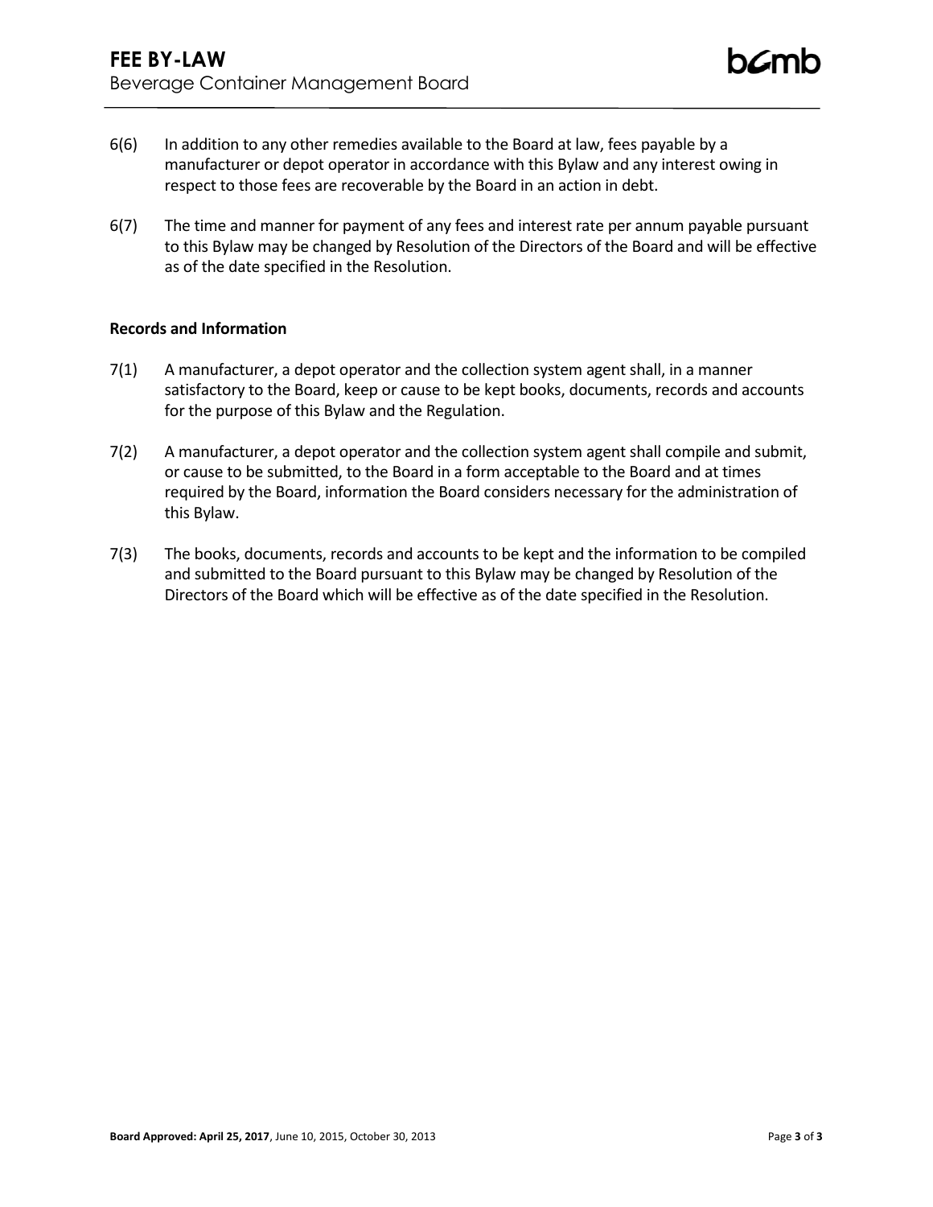6(6) In addition to any other remedies available to the Board at law, fees payable by a manufacturer or depot operator in accordance with this Bylaw and any interest owing in respect to those fees are recoverable by the Board in an action in debt.

6(7) The time and manner for payment of any fees and interest rate per annum payable pursuant to this Bylaw may be changed by Resolution of the Directors of the Board and will be effective as of the date specified in the Resolution.

**Records and Information**

7(1) A manufacturer, a depot operator and the collection system agent shall, in a manner satisfactory to the Board, keep or cause to be kept books, documents, records and accounts for the purpose of this Bylaw and the Regulation.

7(2) A manufacturer, a depot operator and the collection system agent shall compile and submit, or cause to be submitted, to the Board in a form acceptable to the Board and at times required by the Board, information the Board considers necessary for the administration of this Bylaw.

7(3) The books, documents, records and accounts to be kept and the information to be compiled and submitted to the Board pursuant to this Bylaw may be changed by Resolution of the Directors of the Board which will be effective as of the date specified in the Resolution.